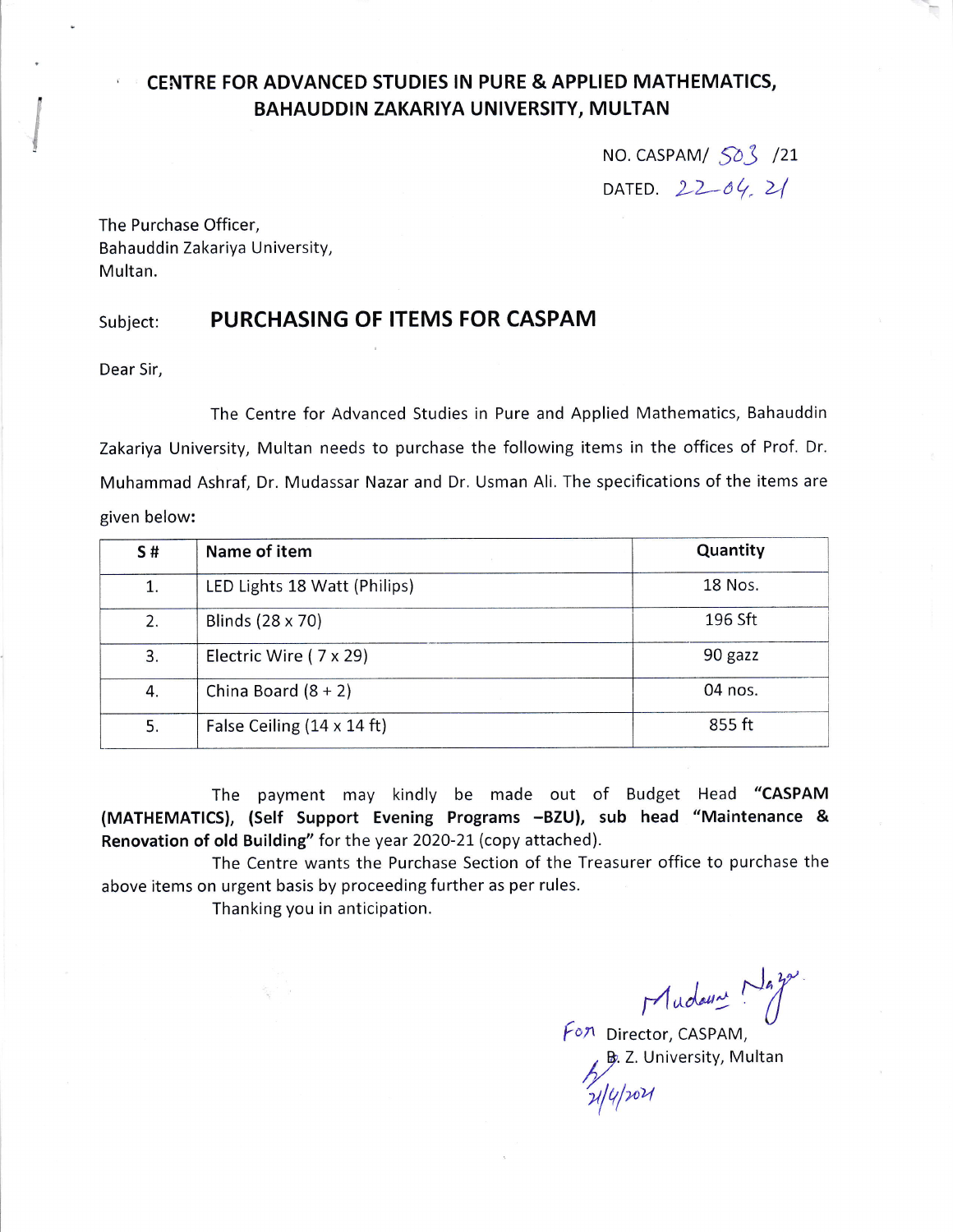# CENTRE FOR ADVANCED STUDIES IN PURE & APPLIED MATHEMATICS, BAHAUDDIN ZAKARIYA UNIVERSITY, MULTAN

NO. CASPAM/ 503 /21

DATED. 22-04-21

The Purchase Officer,
Bahauddin Zakariya University,
Multan.

Subject: **PURCHASING OF ITEMS FOR CASPAM**

Dear Sir,

The Centre for Advanced Studies in Pure and Applied Mathematics, Bahauddin Zakariya University, Multan needs to purchase the following items in the offices of Prof. Dr. Muhammad Ashraf, Dr. Mudassar Nazar and Dr. Usman Ali. The specifications of the items are given below:

| S # | Name of item | Quantity |
|---|---|---|
| 1. | LED Lights 18 Watt (Philips) | 18 Nos. |
| 2. | Blinds (28 x 70) | 196 Sft |
| 3. | Electric Wire ( 7 x 29) | 90 gazz |
| 4. | China Board (8 + 2) | 04 nos. |
| 5. | False Ceiling (14 x 14 ft) | 855 ft |

The payment may kindly be made out of Budget Head **"CASPAM (MATHEMATICS), (Self Support Evening Programs –BZU), sub head "Maintenance & Renovation of old Building"** for the year 2020-21 (copy attached).

The Centre wants the Purchase Section of the Treasurer office to purchase the above items on urgent basis by proceeding further as per rules.

Thanking you in anticipation.

Mudassar Nazar

For Director, CASPAM,
B. Z. University, Multan
21/4/2021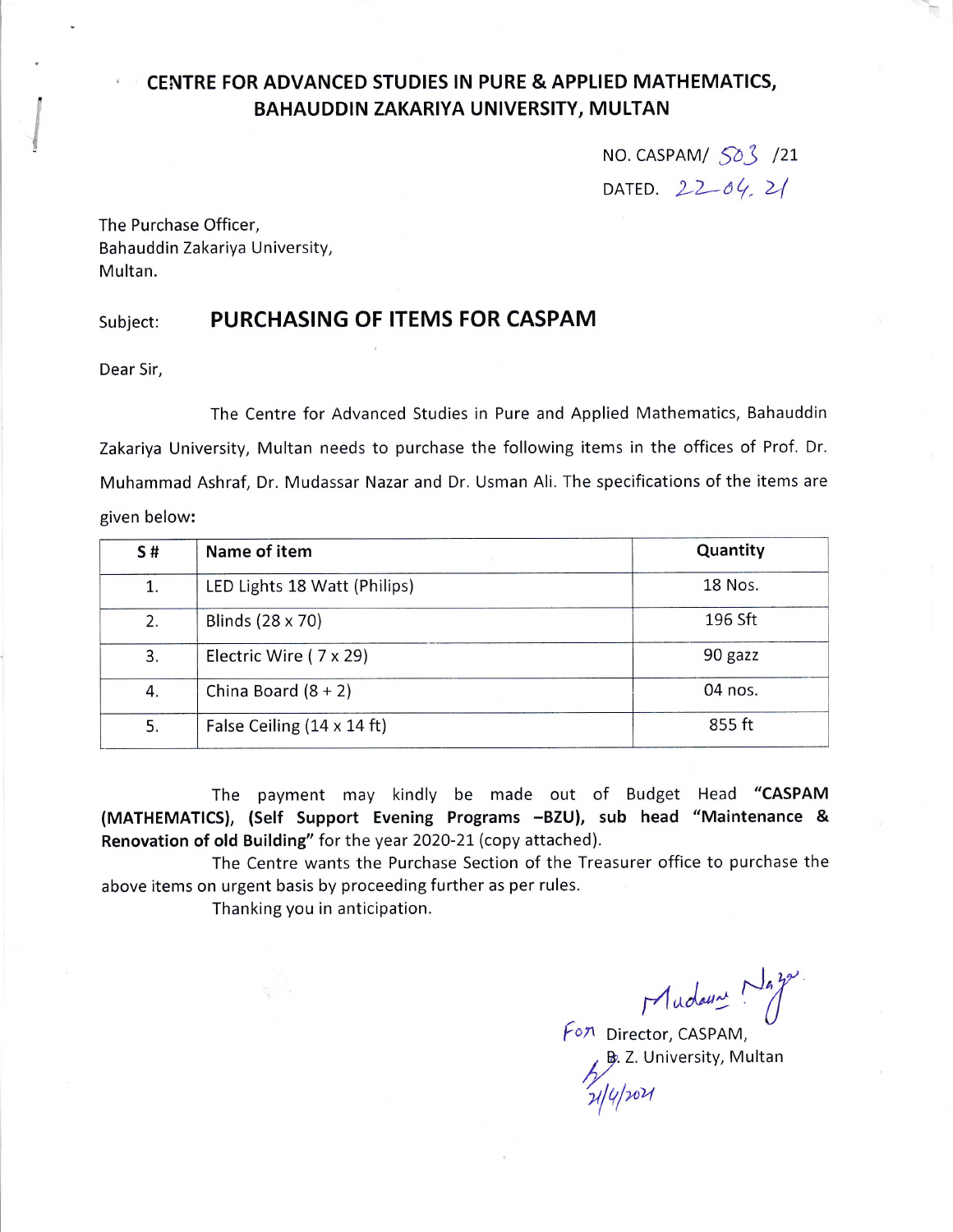## CENTRE FOR ADVANCED STUDIES IN PURE & APPLIED MATHEMATICS, BAHAUDDIN ZAKARIYA UNIVERSITY, MULTAN

NO. CASPAM/ 503 /21

DATED. 22-04-21

The Purchase Officer,
Bahauddin Zakariya University,
Multan.

Subject: **PURCHASING OF ITEMS FOR CASPAM**

Dear Sir,

The Centre for Advanced Studies in Pure and Applied Mathematics, Bahauddin Zakariya University, Multan needs to purchase the following items in the offices of Prof. Dr. Muhammad Ashraf, Dr. Mudassar Nazar and Dr. Usman Ali. The specifications of the items are given below:

| S # | Name of item | Quantity |
|---|---|---|
| 1. | LED Lights 18 Watt (Philips) | 18 Nos. |
| 2. | Blinds (28 x 70) | 196 Sft |
| 3. | Electric Wire ( 7 x 29) | 90 gazz |
| 4. | China Board (8 + 2) | 04 nos. |
| 5. | False Ceiling (14 x 14 ft) | 855 ft |

The payment may kindly be made out of Budget Head **"CASPAM (MATHEMATICS), (Self Support Evening Programs –BZU), sub head "Maintenance & Renovation of old Building"** for the year 2020-21 (copy attached).

The Centre wants the Purchase Section of the Treasurer office to purchase the above items on urgent basis by proceeding further as per rules.

Thanking you in anticipation.

Mudassar Nazar

For Director, CASPAM,
B. Z. University, Multan

21/4/2021